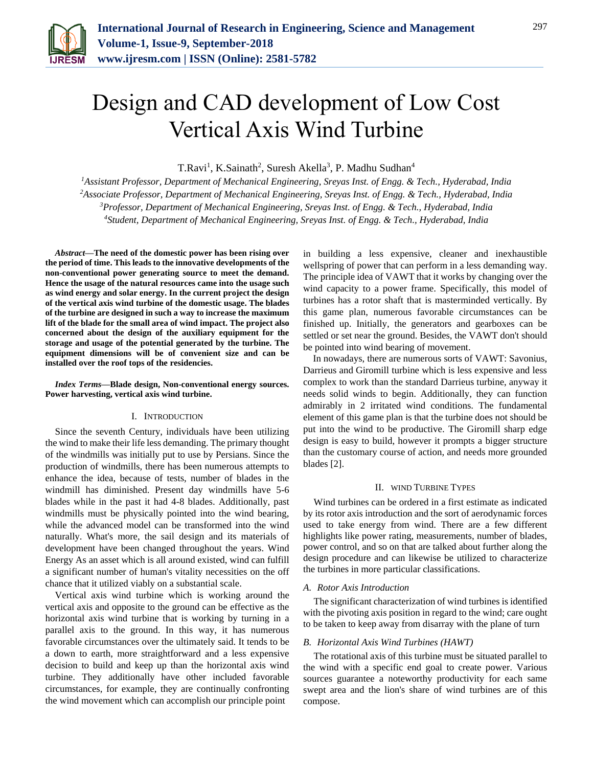# Design and CAD development of Low Cost Vertical Axis Wind Turbine

T.Ravi[1], K.Sainath[2], Suresh Akella[3], P. Madhu Sudhan[4]

[1]*Assistant Professor, Department of Mechanical Engineering, Sreyas Inst. of Engg. & Tech., Hyderabad, India*
[2]*Associate Professor, Department of Mechanical Engineering, Sreyas Inst. of Engg. & Tech., Hyderabad, India*
[3]*Professor, Department of Mechanical Engineering, Sreyas Inst. of Engg. & Tech., Hyderabad, India*
[4]*Student, Department of Mechanical Engineering, Sreyas Inst. of Engg. & Tech., Hyderabad, India*

***Abstract*—The need of the domestic power has been rising over the period of time. This leads to the innovative developments of the non-conventional power generating source to meet the demand. Hence the usage of the natural resources came into the usage such as wind energy and solar energy. In the current project the design of the vertical axis wind turbine of the domestic usage. The blades of the turbine are designed in such a way to increase the maximum lift of the blade for the small area of wind impact. The project also concerned about the design of the auxiliary equipment for the storage and usage of the potential generated by the turbine. The equipment dimensions will be of convenient size and can be installed over the roof tops of the residencies.**

***Index Terms*—Blade design, Non-conventional energy sources. Power harvesting, vertical axis wind turbine.**

## I. Introduction

Since the seventh Century, individuals have been utilizing the wind to make their life less demanding. The primary thought of the windmills was initially put to use by Persians. Since the production of windmills, there has been numerous attempts to enhance the idea, because of tests, number of blades in the windmill has diminished. Present day windmills have 5-6 blades while in the past it had 4-8 blades. Additionally, past windmills must be physically pointed into the wind bearing, while the advanced model can be transformed into the wind naturally. What's more, the sail design and its materials of development have been changed throughout the years. Wind Energy As an asset which is all around existed, wind can fulfill a significant number of human's vitality necessities on the off chance that it utilized viably on a substantial scale.

Vertical axis wind turbine which is working around the vertical axis and opposite to the ground can be effective as the horizontal axis wind turbine that is working by turning in a parallel axis to the ground. In this way, it has numerous favorable circumstances over the ultimately said. It tends to be a down to earth, more straightforward and a less expensive decision to build and keep up than the horizontal axis wind turbine. They additionally have other included favorable circumstances, for example, they are continually confronting the wind movement which can accomplish our principle point in building a less expensive, cleaner and inexhaustible wellspring of power that can perform in a less demanding way. The principle idea of VAWT that it works by changing over the wind capacity to a power frame. Specifically, this model of turbines has a rotor shaft that is masterminded vertically. By this game plan, numerous favorable circumstances can be finished up. Initially, the generators and gearboxes can be settled or set near the ground. Besides, the VAWT don't should be pointed into wind bearing of movement.

In nowadays, there are numerous sorts of VAWT: Savonius, Darrieus and Giromill turbine which is less expensive and less complex to work than the standard Darrieus turbine, anyway it needs solid winds to begin. Additionally, they can function admirably in 2 irritated wind conditions. The fundamental element of this game plan is that the turbine does not should be put into the wind to be productive. The Giromill sharp edge design is easy to build, however it prompts a bigger structure than the customary course of action, and needs more grounded blades [2].

## II. Wind Turbine Types

Wind turbines can be ordered in a first estimate as indicated by its rotor axis introduction and the sort of aerodynamic forces used to take energy from wind. There are a few different highlights like power rating, measurements, number of blades, power control, and so on that are talked about further along the design procedure and can likewise be utilized to characterize the turbines in more particular classifications.

### *A. Rotor Axis Introduction*

The significant characterization of wind turbines is identified with the pivoting axis position in regard to the wind; care ought to be taken to keep away from disarray with the plane of turn

### *B. Horizontal Axis Wind Turbines (HAWT)*

The rotational axis of this turbine must be situated parallel to the wind with a specific end goal to create power. Various sources guarantee a noteworthy productivity for each same swept area and the lion's share of wind turbines are of this compose.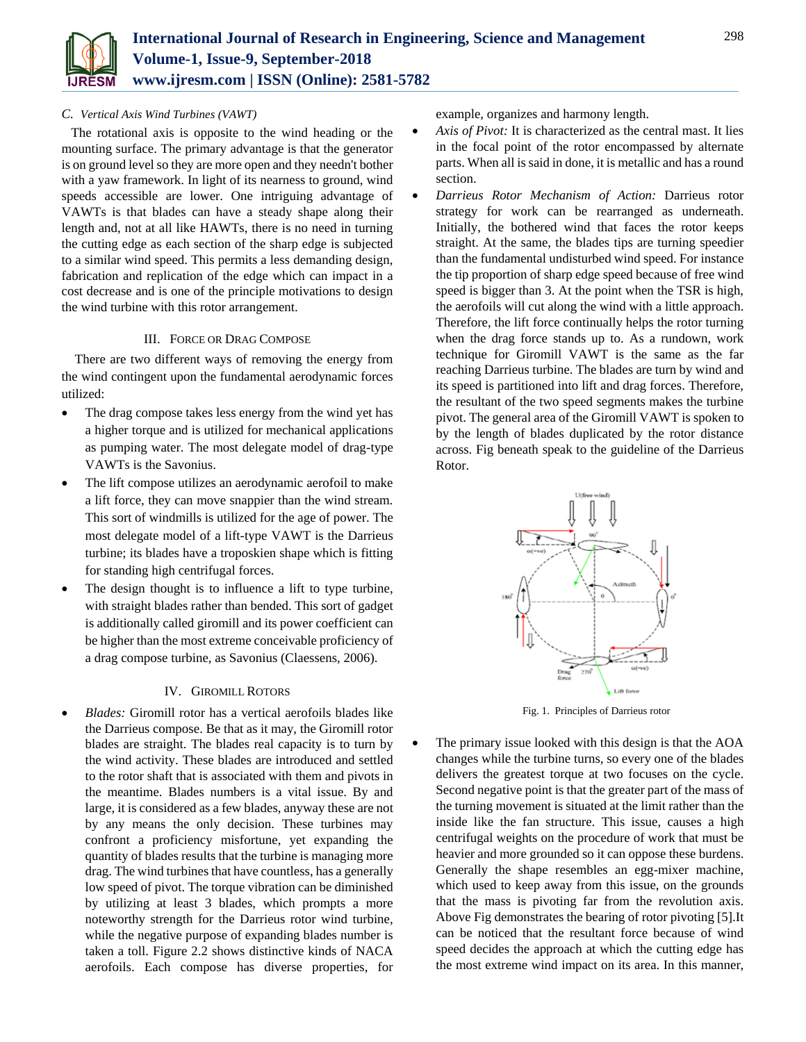### C. *Vertical Axis Wind Turbines (VAWT)*

The rotational axis is opposite to the wind heading or the mounting surface. The primary advantage is that the generator is on ground level so they are more open and they needn't bother with a yaw framework. In light of its nearness to ground, wind speeds accessible are lower. One intriguing advantage of VAWTs is that blades can have a steady shape along their length and, not at all like HAWTs, there is no need in turning the cutting edge as each section of the sharp edge is subjected to a similar wind speed. This permits a less demanding design, fabrication and replication of the edge which can impact in a cost decrease and is one of the principle motivations to design the wind turbine with this rotor arrangement.

## III. Force or Drag Compose

There are two different ways of removing the energy from the wind contingent upon the fundamental aerodynamic forces utilized:

- The drag compose takes less energy from the wind yet has a higher torque and is utilized for mechanical applications as pumping water. The most delegate model of drag-type VAWTs is the Savonius.
- The lift compose utilizes an aerodynamic aerofoil to make a lift force, they can move snappier than the wind stream. This sort of windmills is utilized for the age of power. The most delegate model of a lift-type VAWT is the Darrieus turbine; its blades have a troposkien shape which is fitting for standing high centrifugal forces.
- The design thought is to influence a lift to type turbine, with straight blades rather than bended. This sort of gadget is additionally called giromill and its power coefficient can be higher than the most extreme conceivable proficiency of a drag compose turbine, as Savonius (Claessens, 2006).

## IV. Giromill Rotors

- *Blades:* Giromill rotor has a vertical aerofoils blades like the Darrieus compose. Be that as it may, the Giromill rotor blades are straight. The blades real capacity is to turn by the wind activity. These blades are introduced and settled to the rotor shaft that is associated with them and pivots in the meantime. Blades numbers is a vital issue. By and large, it is considered as a few blades, anyway these are not by any means the only decision. These turbines may confront a proficiency misfortune, yet expanding the quantity of blades results that the turbine is managing more drag. The wind turbines that have countless, has a generally low speed of pivot. The torque vibration can be diminished by utilizing at least 3 blades, which prompts a more noteworthy strength for the Darrieus rotor wind turbine, while the negative purpose of expanding blades number is taken a toll. Figure 2.2 shows distinctive kinds of NACA aerofoils. Each compose has diverse properties, for example, organizes and harmony length.
- *Axis of Pivot:* It is characterized as the central mast. It lies in the focal point of the rotor encompassed by alternate parts. When all is said in done, it is metallic and has a round section.
- *Darrieus Rotor Mechanism of Action:* Darrieus rotor strategy for work can be rearranged as underneath. Initially, the bothered wind that faces the rotor keeps straight. At the same, the blades tips are turning speedier than the fundamental undisturbed wind speed. For instance the tip proportion of sharp edge speed because of free wind speed is bigger than 3. At the point when the TSR is high, the aerofoils will cut along the wind with a little approach. Therefore, the lift force continually helps the rotor turning when the drag force stands up to. As a rundown, work technique for Giromill VAWT is the same as the far reaching Darrieus turbine. The blades are turn by wind and its speed is partitioned into lift and drag forces. Therefore, the resultant of the two speed segments makes the turbine pivot. The general area of the Giromill VAWT is spoken to by the length of blades duplicated by the rotor distance across. Fig beneath speak to the guideline of the Darrieus Rotor.

Fig. 1. Principles of Darrieus rotor

- The primary issue looked with this design is that the AOA changes while the turbine turns, so every one of the blades delivers the greatest torque at two focuses on the cycle. Second negative point is that the greater part of the mass of the turning movement is situated at the limit rather than the inside like the fan structure. This issue, causes a high centrifugal weights on the procedure of work that must be heavier and more grounded so it can oppose these burdens. Generally the shape resembles an egg-mixer machine, which used to keep away from this issue, on the grounds that the mass is pivoting far from the revolution axis. Above Fig demonstrates the bearing of rotor pivoting [5].It can be noticed that the resultant force because of wind speed decides the approach at which the cutting edge has the most extreme wind impact on its area. In this manner,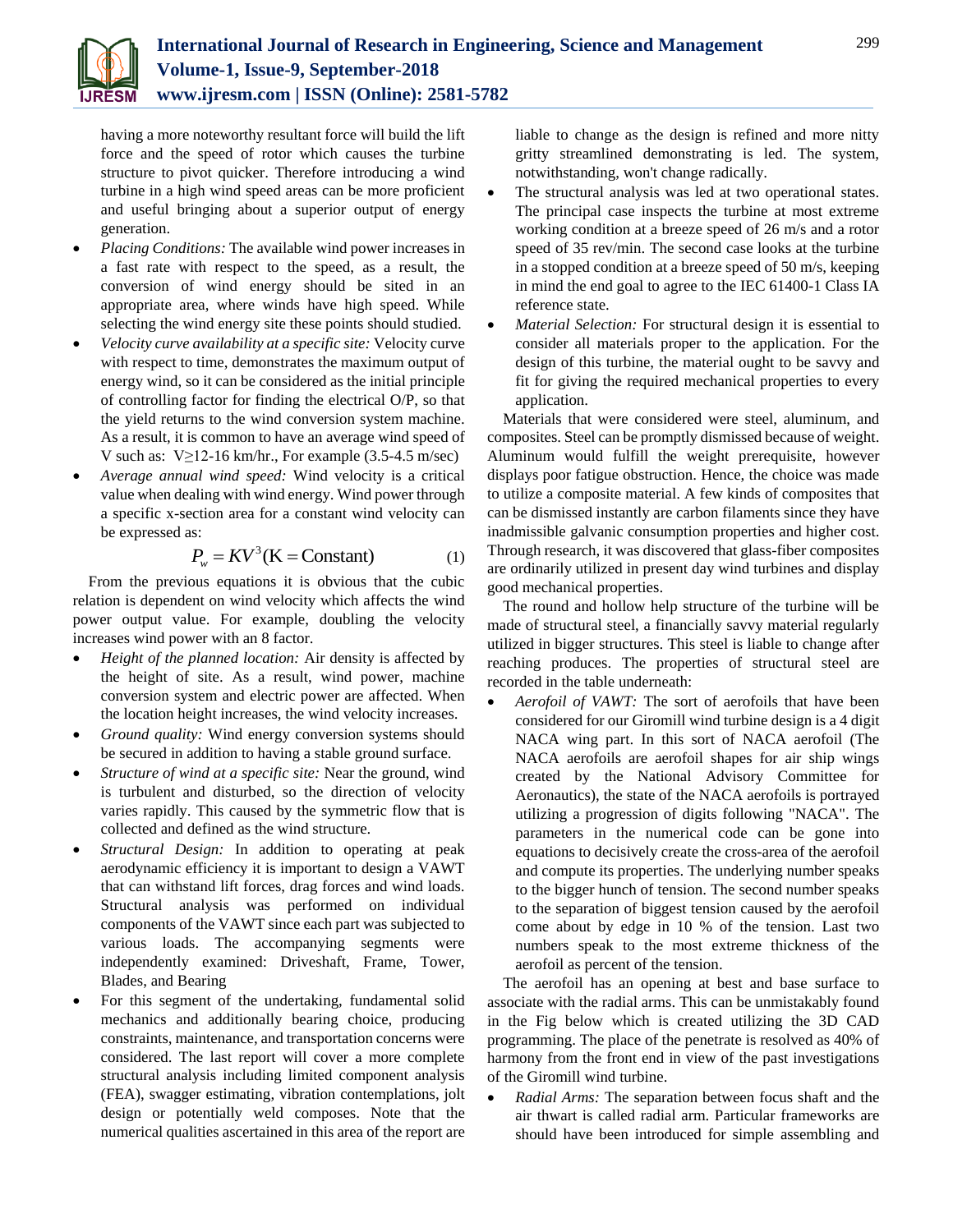having a more noteworthy resultant force will build the lift force and the speed of rotor which causes the turbine structure to pivot quicker. Therefore introducing a wind turbine in a high wind speed areas can be more proficient and useful bringing about a superior output of energy generation.

- *Placing Conditions:* The available wind power increases in a fast rate with respect to the speed, as a result, the conversion of wind energy should be sited in an appropriate area, where winds have high speed. While selecting the wind energy site these points should studied.
- *Velocity curve availability at a specific site:* Velocity curve with respect to time, demonstrates the maximum output of energy wind, so it can be considered as the initial principle of controlling factor for finding the electrical O/P, so that the yield returns to the wind conversion system machine. As a result, it is common to have an average wind speed of V such as: $V \geq 12$-16 km/hr., For example (3.5-4.5 m/sec)
- *Average annual wind speed:* Wind velocity is a critical value when dealing with wind energy. Wind power through a specific x-section area for a constant wind velocity can be expressed as:

$$P_w = KV^3 (\text{K} = \text{Constant}) \tag{1}$$

From the previous equations it is obvious that the cubic relation is dependent on wind velocity which affects the wind power output value. For example, doubling the velocity increases wind power with an 8 factor.

- *Height of the planned location:* Air density is affected by the height of site. As a result, wind power, machine conversion system and electric power are affected. When the location height increases, the wind velocity increases.
- *Ground quality:* Wind energy conversion systems should be secured in addition to having a stable ground surface.
- *Structure of wind at a specific site:* Near the ground, wind is turbulent and disturbed, so the direction of velocity varies rapidly. This caused by the symmetric flow that is collected and defined as the wind structure.
- *Structural Design:* In addition to operating at peak aerodynamic efficiency it is important to design a VAWT that can withstand lift forces, drag forces and wind loads. Structural analysis was performed on individual components of the VAWT since each part was subjected to various loads. The accompanying segments were independently examined: Driveshaft, Frame, Tower, Blades, and Bearing
- For this segment of the undertaking, fundamental solid mechanics and additionally bearing choice, producing constraints, maintenance, and transportation concerns were considered. The last report will cover a more complete structural analysis including limited component analysis (FEA), swagger estimating, vibration contemplations, jolt design or potentially weld composes. Note that the numerical qualities ascertained in this area of the report are liable to change as the design is refined and more nitty gritty streamlined demonstrating is led. The system, notwithstanding, won't change radically.
- The structural analysis was led at two operational states. The principal case inspects the turbine at most extreme working condition at a breeze speed of 26 m/s and a rotor speed of 35 rev/min. The second case looks at the turbine in a stopped condition at a breeze speed of 50 m/s, keeping in mind the end goal to agree to the IEC 61400-1 Class IA reference state.
- *Material Selection:* For structural design it is essential to consider all materials proper to the application. For the design of this turbine, the material ought to be savvy and fit for giving the required mechanical properties to every application.

Materials that were considered were steel, aluminum, and composites. Steel can be promptly dismissed because of weight. Aluminum would fulfill the weight prerequisite, however displays poor fatigue obstruction. Hence, the choice was made to utilize a composite material. A few kinds of composites that can be dismissed instantly are carbon filaments since they have inadmissible galvanic consumption properties and higher cost. Through research, it was discovered that glass-fiber composites are ordinarily utilized in present day wind turbines and display good mechanical properties.

The round and hollow help structure of the turbine will be made of structural steel, a financially savvy material regularly utilized in bigger structures. This steel is liable to change after reaching produces. The properties of structural steel are recorded in the table underneath:

- *Aerofoil of VAWT:* The sort of aerofoils that have been considered for our Giromill wind turbine design is a 4 digit NACA wing part. In this sort of NACA aerofoil (The NACA aerofoils are aerofoil shapes for air ship wings created by the National Advisory Committee for Aeronautics), the state of the NACA aerofoils is portrayed utilizing a progression of digits following "NACA". The parameters in the numerical code can be gone into equations to decisively create the cross-area of the aerofoil and compute its properties. The underlying number speaks to the bigger hunch of tension. The second number speaks to the separation of biggest tension caused by the aerofoil come about by edge in 10 % of the tension. Last two numbers speak to the most extreme thickness of the aerofoil as percent of the tension.

The aerofoil has an opening at best and base surface to associate with the radial arms. This can be unmistakably found in the Fig below which is created utilizing the 3D CAD programming. The place of the penetrate is resolved as 40% of harmony from the front end in view of the past investigations of the Giromill wind turbine.

- *Radial Arms:* The separation between focus shaft and the air thwart is called radial arm. Particular frameworks are should have been introduced for simple assembling and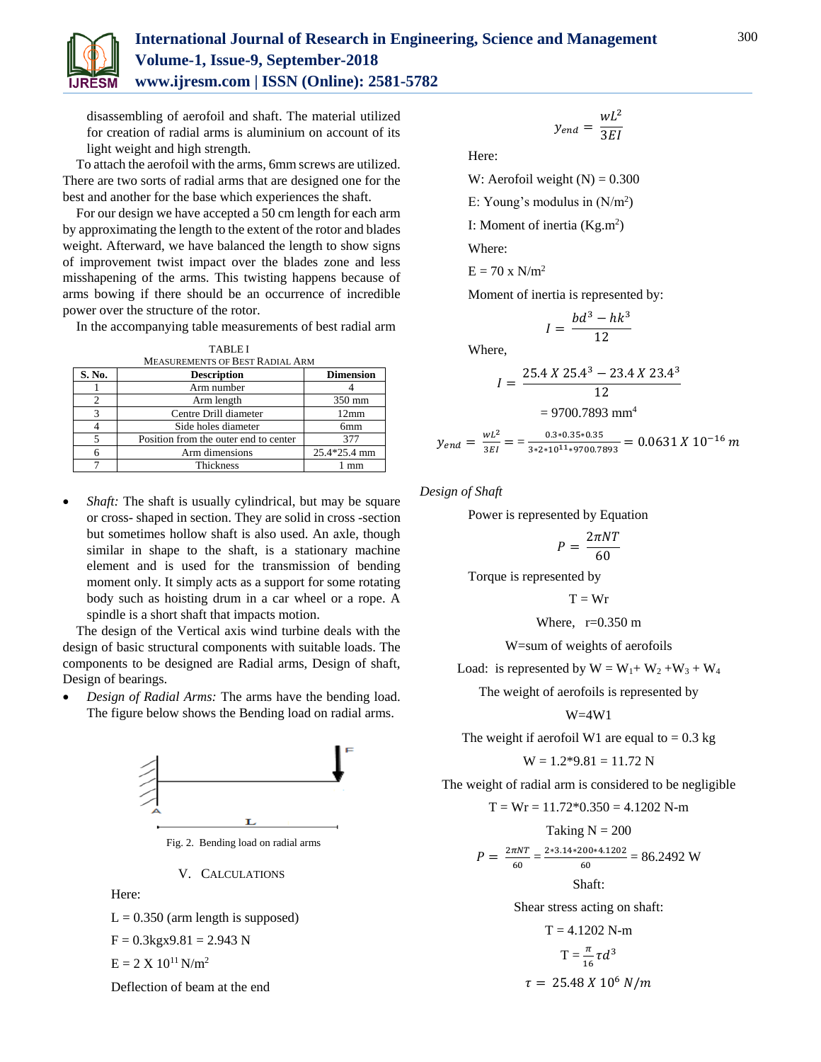disassembling of aerofoil and shaft. The material utilized for creation of radial arms is aluminium on account of its light weight and high strength.

To attach the aerofoil with the arms, 6mm screws are utilized. There are two sorts of radial arms that are designed one for the best and another for the base which experiences the shaft.

For our design we have accepted a 50 cm length for each arm by approximating the length to the extent of the rotor and blades weight. Afterward, we have balanced the length to show signs of improvement twist impact over the blades zone and less misshapening of the arms. This twisting happens because of arms bowing if there should be an occurrence of incredible power over the structure of the rotor.

In the accompanying table measurements of best radial arm

TABLE I
MEASUREMENTS OF BEST RADIAL ARM

| S. No. | Description | Dimension |
|---|---|---|
| 1 | Arm number | 4 |
| 2 | Arm length | 350 mm |
| 3 | Centre Drill diameter | 12mm |
| 4 | Side holes diameter | 6mm |
| 5 | Position from the outer end to center | 377 |
| 6 | Arm dimensions | 25.4*25.4 mm |
| 7 | Thickness | 1 mm |

- *Shaft:* The shaft is usually cylindrical, but may be square or cross- shaped in section. They are solid in cross -section but sometimes hollow shaft is also used. An axle, though similar in shape to the shaft, is a stationary machine element and is used for the transmission of bending moment only. It simply acts as a support for some rotating body such as hoisting drum in a car wheel or a rope. A spindle is a short shaft that impacts motion.

The design of the Vertical axis wind turbine deals with the design of basic structural components with suitable loads. The components to be designed are Radial arms, Design of shaft, Design of bearings.

- *Design of Radial Arms:* The arms have the bending load. The figure below shows the Bending load on radial arms.

Fig. 2. Bending load on radial arms

## V. CALCULATIONS

Here:

L = 0.350 (arm length is supposed)

F = 0.3kgx9.81 = 2.943 N

E = 2 X $10^{11}$ N/m$^2$

Deflection of beam at the end

$$y_{end} = \frac{wL^2}{3EI}$$

Here:

W: Aerofoil weight (N) = 0.300

E: Young's modulus in (N/m$^2$)

I: Moment of inertia (Kg.m$^2$)

Where:

E = 70 x N/m$^2$

Moment of inertia is represented by:

$$I = \frac{bd^3 - hk^3}{12}$$

Where,

$$I = \frac{25.4 \ X \ 25.4^3 - 23.4 \ X \ 23.4^3}{12}$$

$$= 9700.7893 \text{ mm}^4$$

$$y_{end} = \frac{wL^2}{3EI} = = \frac{0.3*0.35*0.35}{3*2*10^{11}*9700.7893} = 0.0631 \ X \ 10^{-16} \ m$$

*Design of Shaft*

Power is represented by Equation

$$P = \frac{2\pi NT}{60}$$

Torque is represented by

T = Wr

Where, r=0.350 m

W=sum of weights of aerofoils

Load: is represented by W = $W_1$+ $W_2$ +$W_3$ + $W_4$

The weight of aerofoils is represented by

W=4W1

The weight if aerofoil W1 are equal to = 0.3 kg

W = 1.2*9.81 = 11.72 N

The weight of radial arm is considered to be negligible

T = Wr = 11.72*0.350 = 4.1202 N-m

Taking N = 200

$$P = \frac{2\pi NT}{60} = \frac{2*3.14*200*4.1202}{60} = 86.2492 \text{ W}$$

Shaft:

Shear stress acting on shaft:

T = 4.1202 N-m

$$T = \frac{\pi}{16}\tau d^3$$

$$\tau = 25.48 \ X \ 10^6 \ N/m$$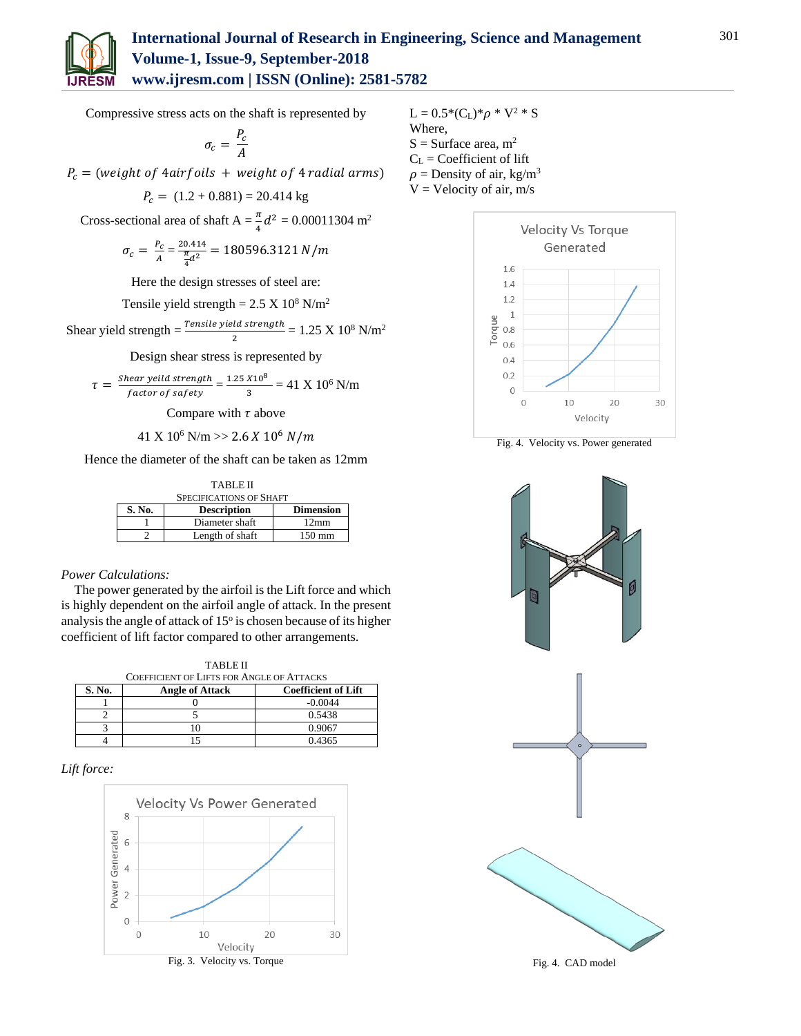Compressive stress acts on the shaft is represented by

$$\sigma_c = \frac{P_c}{A}$$

$$P_c = (weight\ of\ 4airfoils\ +\ weight\ of\ 4\,radial\ arms)$$

$$P_c = (1.2 + 0.881) = 20.414 \text{ kg}$$

Cross-sectional area of shaft $A = \frac{\pi}{4}d^2 = 0.00011304 \text{ m}^2$

$$\sigma_c = \frac{P_c}{A} = \frac{20.414}{\frac{\pi}{4}d^2} = 180596.3121\ N/m$$

Here the design stresses of steel are:

Tensile yield strength = 2.5 X $10^8$ N/m$^2$

Shear yield strength = $\frac{Tensile\ yield\ strength}{2}$ = 1.25 X $10^8$ N/m$^2$

Design shear stress is represented by

$$\tau = \frac{Shear\ yeild\ strength}{factor\ of\ safety} = \frac{1.25\ X10^8}{3} = 41 \text{ X } 10^6 \text{ N/m}$$

Compare with $\tau$ above

$$41 \text{ X } 10^6 \text{ N/m} >> 2.6\ X\ 10^6\ N/m$$

Hence the diameter of the shaft can be taken as 12mm

TABLE II
SPECIFICATIONS OF SHAFT

| S. No. | Description | Dimension |
|---|---|---|
| 1 | Diameter shaft | 12mm |
| 2 | Length of shaft | 150 mm |

*Power Calculations:*

The power generated by the airfoil is the Lift force and which is highly dependent on the airfoil angle of attack. In the present analysis the angle of attack of 15$^o$ is chosen because of its higher coefficient of lift factor compared to other arrangements.

TABLE II
COEFFICIENT OF LIFTS FOR ANGLE OF ATTACKS

| S. No. | Angle of Attack | Coefficient of Lift |
|---|---|---|
| 1 | 0 | -0.0044 |
| 2 | 5 | 0.5438 |
| 3 | 10 | 0.9067 |
| 4 | 15 | 0.4365 |

*Lift force:*

Fig. 3. Velocity vs. Torque

$L = 0.5*(C_L)*\rho * V^2 * S$

Where,

S = Surface area, m$^2$

$C_L$ = Coefficient of lift

$\rho$ = Density of air, kg/m$^3$

V = Velocity of air, m/s

Fig. 4. Velocity vs. Power generated

Fig. 4. CAD model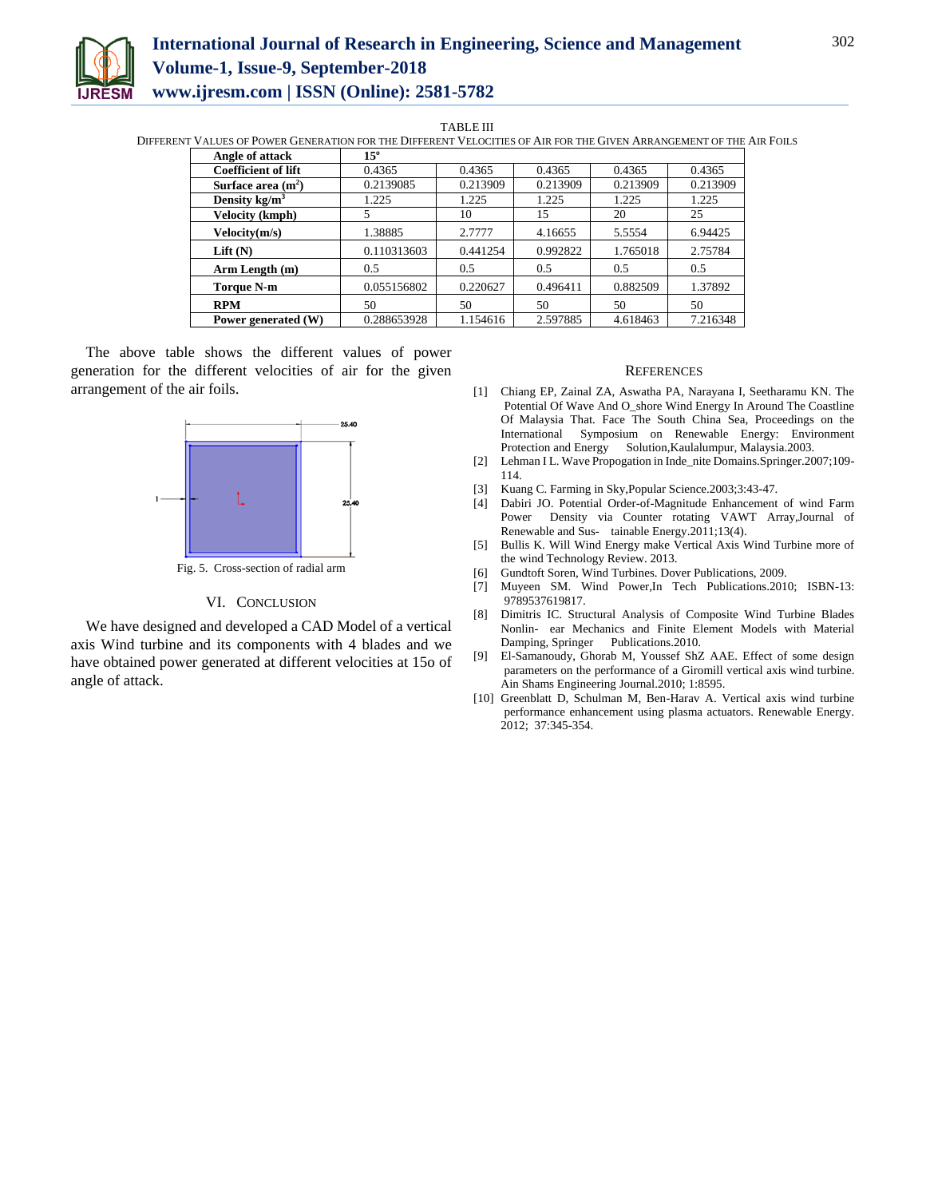TABLE III

DIFFERENT VALUES OF POWER GENERATION FOR THE DIFFERENT VELOCITIES OF AIR FOR THE GIVEN ARRANGEMENT OF THE AIR FOILS

| | | | | | |
|---|---|---|---|---|---|
| **Angle of attack** | **15°** | | | | |
| **Coefficient of lift** | 0.4365 | 0.4365 | 0.4365 | 0.4365 | 0.4365 |
| **Surface area ($m^2$)** | 0.2139085 | 0.213909 | 0.213909 | 0.213909 | 0.213909 |
| **Density kg/$m^3$** | 1.225 | 1.225 | 1.225 | 1.225 | 1.225 |
| **Velocity (kmph)** | 5 | 10 | 15 | 20 | 25 |
| **Velocity(m/s)** | 1.38885 | 2.7777 | 4.16655 | 5.5554 | 6.94425 |
| **Lift (N)** | 0.110313603 | 0.441254 | 0.992822 | 1.765018 | 2.75784 |
| **Arm Length (m)** | 0.5 | 0.5 | 0.5 | 0.5 | 0.5 |
| **Torque N-m** | 0.055156802 | 0.220627 | 0.496411 | 0.882509 | 1.37892 |
| **RPM** | 50 | 50 | 50 | 50 | 50 |
| **Power generated (W)** | 0.288653928 | 1.154616 | 2.597885 | 4.618463 | 7.216348 |

The above table shows the different values of power generation for the different velocities of air for the given arrangement of the air foils.

25.40

1

25.40

Fig. 5. Cross-section of radial arm

## VI. CONCLUSION

We have designed and developed a CAD Model of a vertical axis Wind turbine and its components with 4 blades and we have obtained power generated at different velocities at 15o of angle of attack.

## REFERENCES

[1] Chiang EP, Zainal ZA, Aswatha PA, Narayana I, Seetharamu KN. The Potential Of Wave And O_shore Wind Energy In Around The Coastline Of Malaysia That. Face The South China Sea, Proceedings on the International Symposium on Renewable Energy: Environment Protection and Energy Solution,Kaulalumpur, Malaysia.2003.

[2] Lehman I L. Wave Propogation in Inde_nite Domains.Springer.2007;109-114.

[3] Kuang C. Farming in Sky,Popular Science.2003;3:43-47.

[4] Dabiri JO. Potential Order-of-Magnitude Enhancement of wind Farm Power Density via Counter rotating VAWT Array,Journal of Renewable and Sus- tainable Energy.2011;13(4).

[5] Bullis K. Will Wind Energy make Vertical Axis Wind Turbine more of the wind Technology Review. 2013.

[6] Gundtoft Soren, Wind Turbines. Dover Publications, 2009.

[7] Muyeen SM. Wind Power,In Tech Publications.2010; ISBN-13: 9789537619817.

[8] Dimitris IC. Structural Analysis of Composite Wind Turbine Blades Nonlin- ear Mechanics and Finite Element Models with Material Damping, Springer Publications.2010.

[9] El-Samanoudy, Ghorab M, Youssef ShZ AAE. Effect of some design parameters on the performance of a Giromill vertical axis wind turbine. Ain Shams Engineering Journal.2010; 1:8595.

[10] Greenblatt D, Schulman M, Ben-Harav A. Vertical axis wind turbine performance enhancement using plasma actuators. Renewable Energy. 2012; 37:345-354.